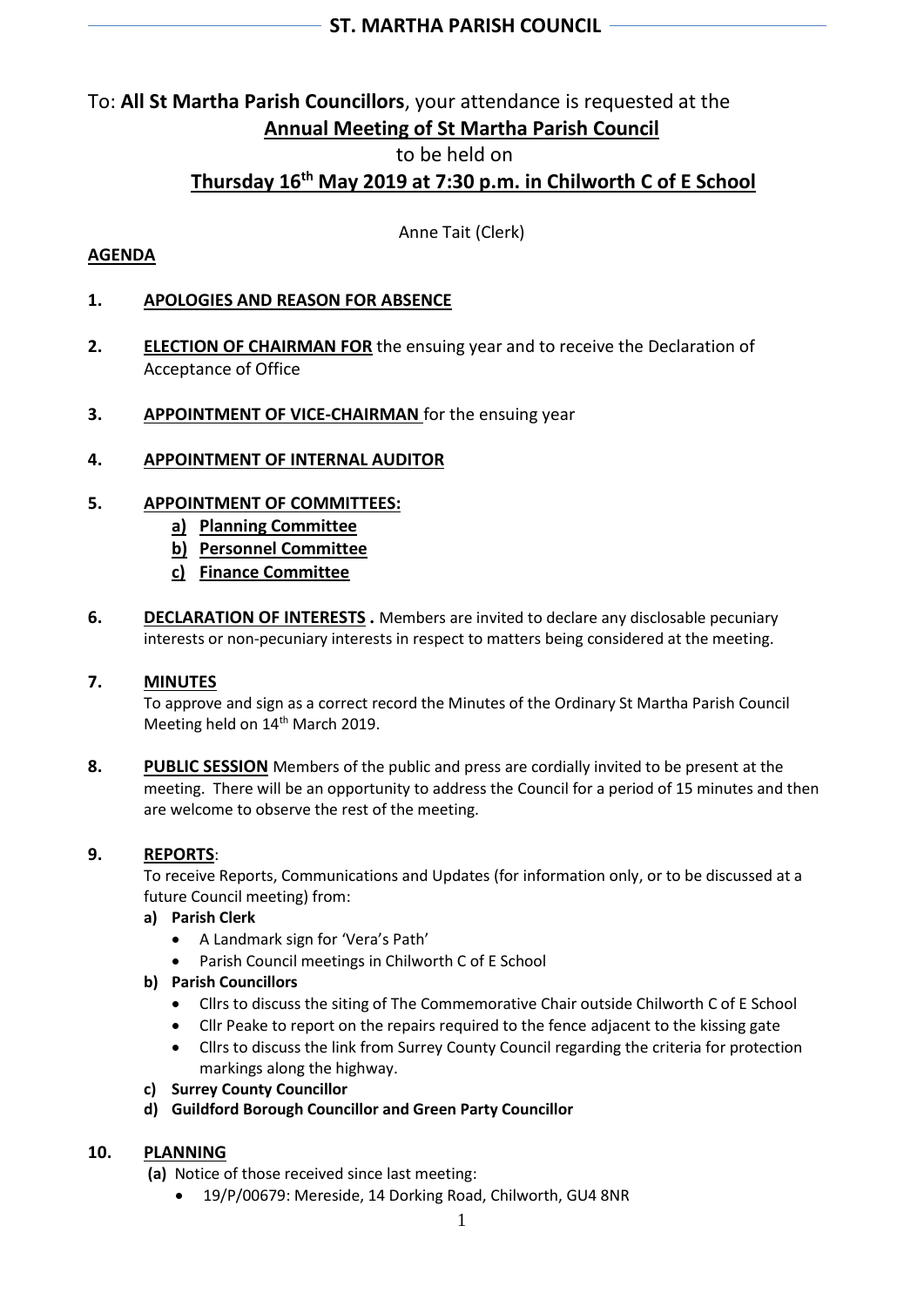## ST. MARTHA PARISH COUNCIL

To: **All St Martha Parish Councillors**, your attendance is requested at the

**Annual Meeting of St Martha Parish Council**

to be held on

**Thursday 16th May 2019 at 7:30 p.m. in Chilworth C of E School**

Anne Tait (Clerk)

**AGENDA**

**1. APOLOGIES AND REASON FOR ABSENCE**

**2. ELECTION OF CHAIRMAN FOR** the ensuing year and to receive the Declaration of Acceptance of Office

**3. APPOINTMENT OF VICE-CHAIRMAN** for the ensuing year

**4. APPOINTMENT OF INTERNAL AUDITOR**

**5. APPOINTMENT OF COMMITTEES:**

- **a) Planning Committee**
- **b) Personnel Committee**
- **c) Finance Committee**

**6. DECLARATION OF INTERESTS .** Members are invited to declare any disclosable pecuniary interests or non-pecuniary interests in respect to matters being considered at the meeting.

**7. MINUTES**

To approve and sign as a correct record the Minutes of the Ordinary St Martha Parish Council Meeting held on 14th March 2019.

**8. PUBLIC SESSION** Members of the public and press are cordially invited to be present at the meeting. There will be an opportunity to address the Council for a period of 15 minutes and then are welcome to observe the rest of the meeting.

**9. REPORTS**:

To receive Reports, Communications and Updates (for information only, or to be discussed at a future Council meeting) from:

**a) Parish Clerk**

- A Landmark sign for 'Vera's Path'
- Parish Council meetings in Chilworth C of E School

**b) Parish Councillors**

- Cllrs to discuss the siting of The Commemorative Chair outside Chilworth C of E School
- Cllr Peake to report on the repairs required to the fence adjacent to the kissing gate
- Cllrs to discuss the link from Surrey County Council regarding the criteria for protection markings along the highway.

**c) Surrey County Councillor**

**d) Guildford Borough Councillor and Green Party Councillor**

**10. PLANNING**

**(a)** Notice of those received since last meeting:

- 19/P/00679: Mereside, 14 Dorking Road, Chilworth, GU4 8NR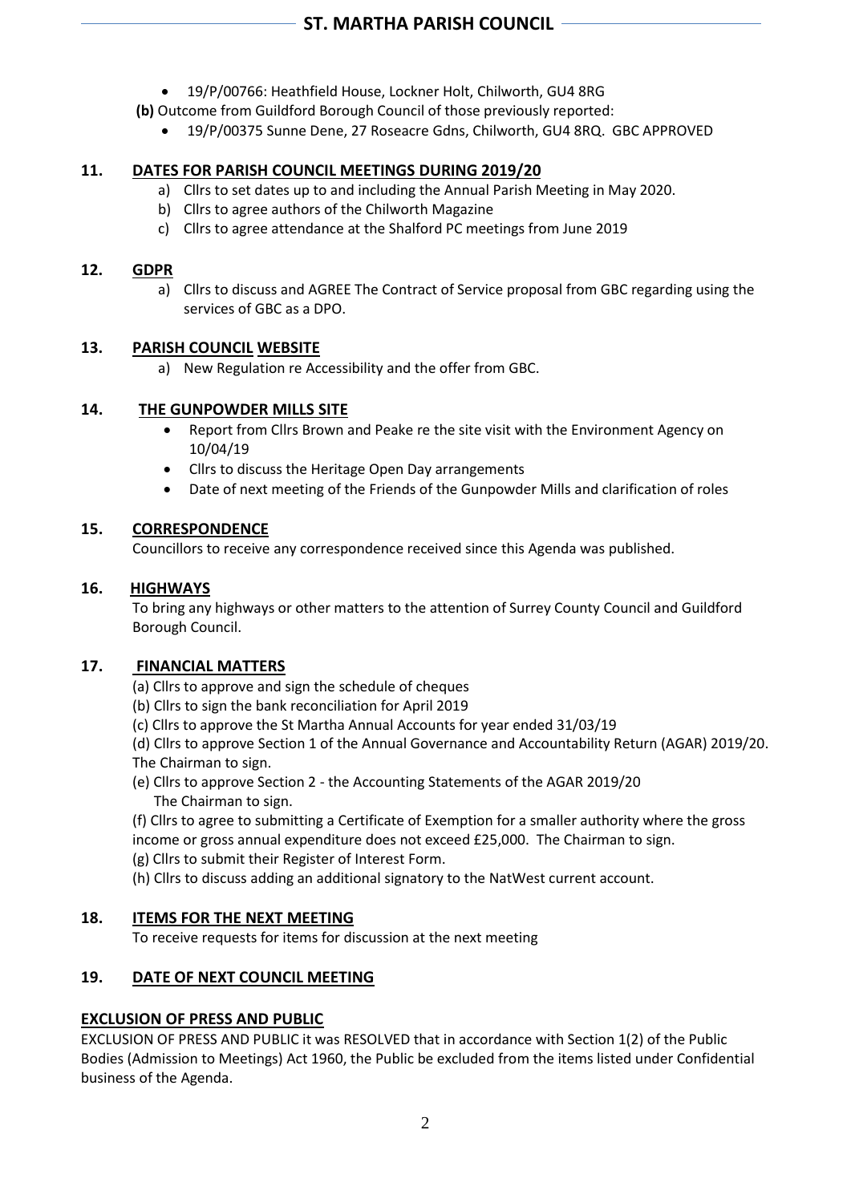- 19/P/00766: Heathfield House, Lockner Holt, Chilworth, GU4 8RG

**(b)** Outcome from Guildford Borough Council of those previously reported:

- 19/P/00375 Sunne Dene, 27 Roseacre Gdns, Chilworth, GU4 8RQ. GBC APPROVED

## 11. DATES FOR PARISH COUNCIL MEETINGS DURING 2019/20

a) Cllrs to set dates up to and including the Annual Parish Meeting in May 2020.
b) Cllrs to agree authors of the Chilworth Magazine
c) Cllrs to agree attendance at the Shalford PC meetings from June 2019

## 12. GDPR

a) Cllrs to discuss and AGREE The Contract of Service proposal from GBC regarding using the services of GBC as a DPO.

## 13. PARISH COUNCIL WEBSITE

a) New Regulation re Accessibility and the offer from GBC.

## 14. THE GUNPOWDER MILLS SITE

- Report from Cllrs Brown and Peake re the site visit with the Environment Agency on 10/04/19
- Cllrs to discuss the Heritage Open Day arrangements
- Date of next meeting of the Friends of the Gunpowder Mills and clarification of roles

## 15. CORRESPONDENCE

Councillors to receive any correspondence received since this Agenda was published.

## 16. HIGHWAYS

To bring any highways or other matters to the attention of Surrey County Council and Guildford Borough Council.

## 17. FINANCIAL MATTERS

(a) Cllrs to approve and sign the schedule of cheques
(b) Cllrs to sign the bank reconciliation for April 2019
(c) Cllrs to approve the St Martha Annual Accounts for year ended 31/03/19
(d) Cllrs to approve Section 1 of the Annual Governance and Accountability Return (AGAR) 2019/20. The Chairman to sign.
(e) Cllrs to approve Section 2 - the Accounting Statements of the AGAR 2019/20
The Chairman to sign.
(f) Cllrs to agree to submitting a Certificate of Exemption for a smaller authority where the gross income or gross annual expenditure does not exceed £25,000. The Chairman to sign.
(g) Cllrs to submit their Register of Interest Form.
(h) Cllrs to discuss adding an additional signatory to the NatWest current account.

## 18. ITEMS FOR THE NEXT MEETING

To receive requests for items for discussion at the next meeting

## 19. DATE OF NEXT COUNCIL MEETING

## EXCLUSION OF PRESS AND PUBLIC

EXCLUSION OF PRESS AND PUBLIC it was RESOLVED that in accordance with Section 1(2) of the Public Bodies (Admission to Meetings) Act 1960, the Public be excluded from the items listed under Confidential business of the Agenda.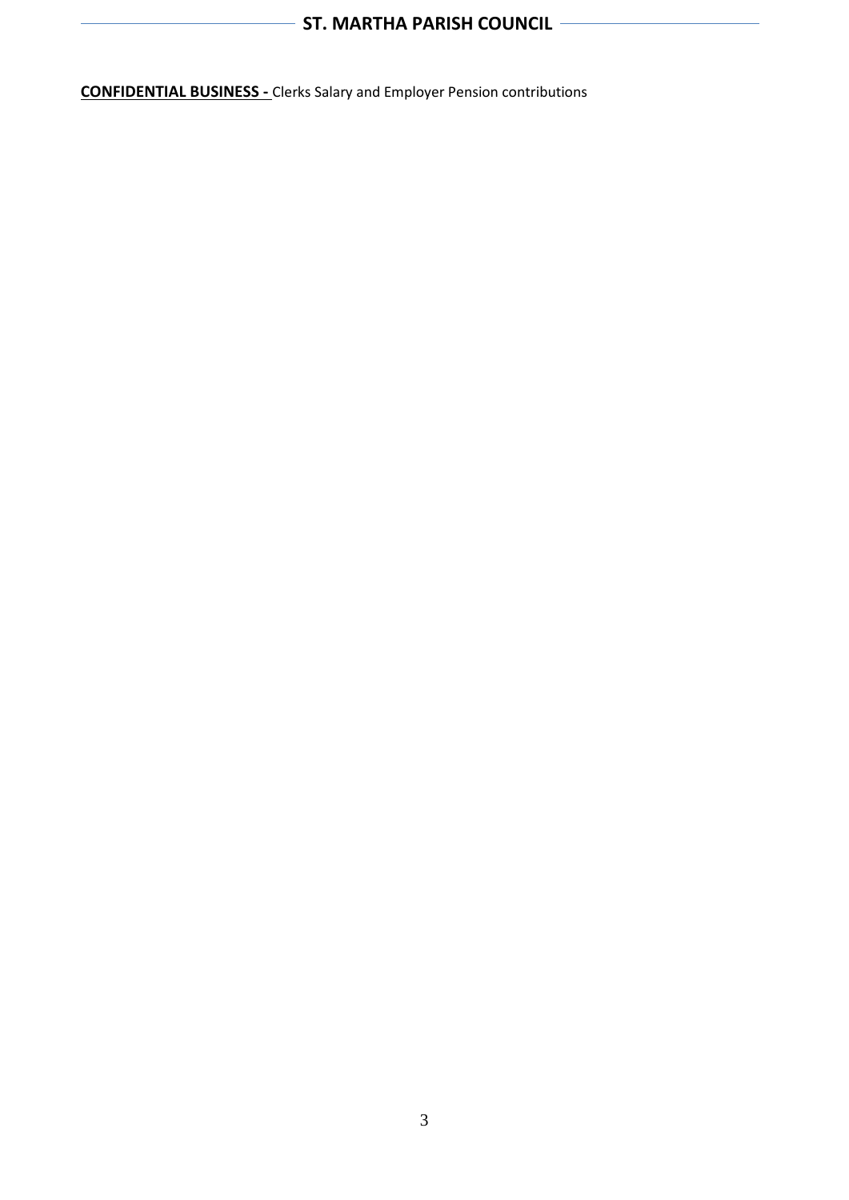**CONFIDENTIAL BUSINESS -** Clerks Salary and Employer Pension contributions